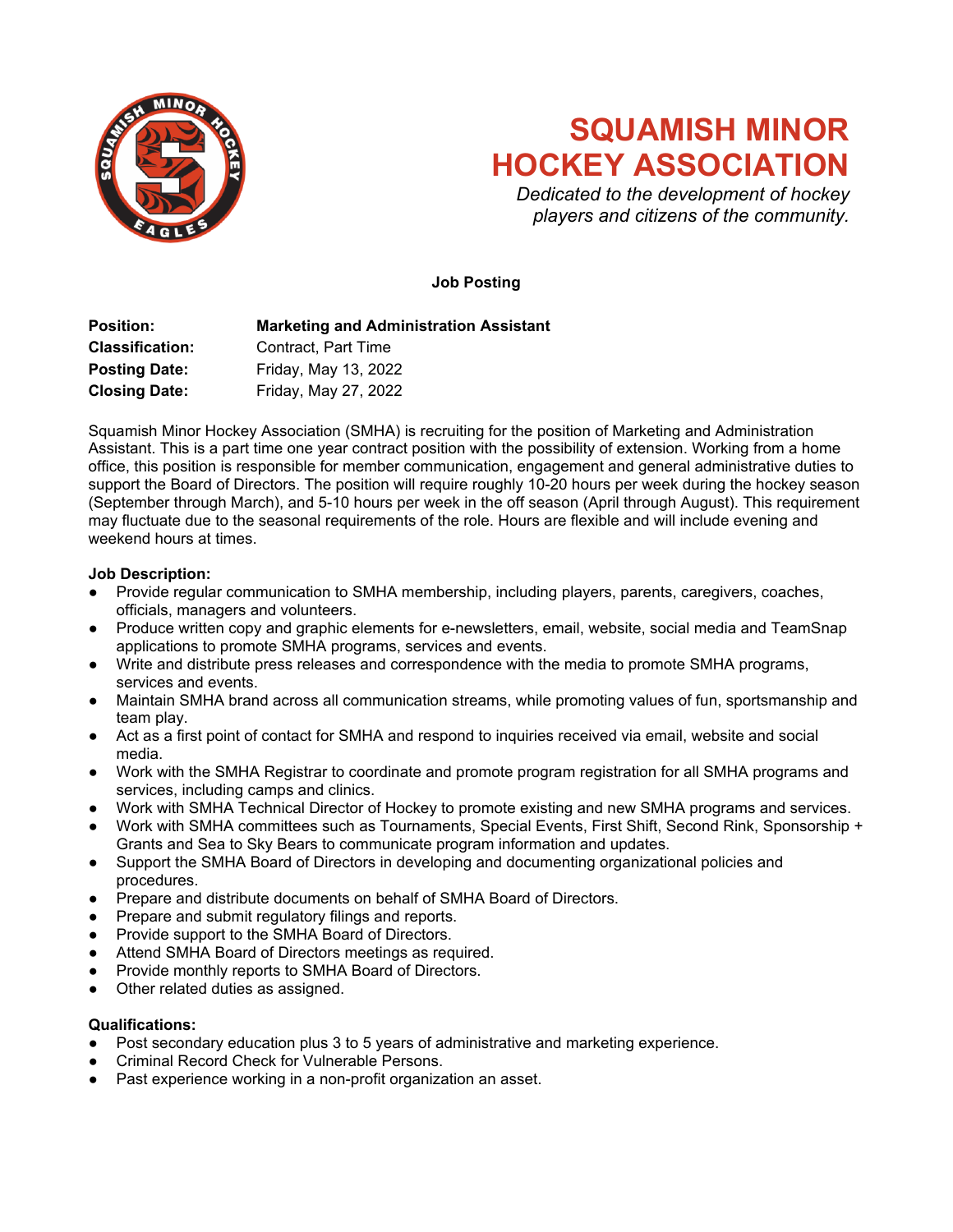# SQUAMISH MINOR HOCKEY ASSOCIATION

*Dedicated to the development of hockey players and citizens of the community.*

**Job Posting**

| | |
|---|---|
| **Position:** | **Marketing and Administration Assistant** |
| **Classification:** | Contract, Part Time |
| **Posting Date:** | Friday, May 13, 2022 |
| **Closing Date:** | Friday, May 27, 2022 |

Squamish Minor Hockey Association (SMHA) is recruiting for the position of Marketing and Administration Assistant. This is a part time one year contract position with the possibility of extension. Working from a home office, this position is responsible for member communication, engagement and general administrative duties to support the Board of Directors. The position will require roughly 10-20 hours per week during the hockey season (September through March), and 5-10 hours per week in the off season (April through August). This requirement may fluctuate due to the seasonal requirements of the role. Hours are flexible and will include evening and weekend hours at times.

**Job Description:**

- Provide regular communication to SMHA membership, including players, parents, caregivers, coaches, officials, managers and volunteers.
- Produce written copy and graphic elements for e-newsletters, email, website, social media and TeamSnap applications to promote SMHA programs, services and events.
- Write and distribute press releases and correspondence with the media to promote SMHA programs, services and events.
- Maintain SMHA brand across all communication streams, while promoting values of fun, sportsmanship and team play.
- Act as a first point of contact for SMHA and respond to inquiries received via email, website and social media.
- Work with the SMHA Registrar to coordinate and promote program registration for all SMHA programs and services, including camps and clinics.
- Work with SMHA Technical Director of Hockey to promote existing and new SMHA programs and services.
- Work with SMHA committees such as Tournaments, Special Events, First Shift, Second Rink, Sponsorship + Grants and Sea to Sky Bears to communicate program information and updates.
- Support the SMHA Board of Directors in developing and documenting organizational policies and procedures.
- Prepare and distribute documents on behalf of SMHA Board of Directors.
- Prepare and submit regulatory filings and reports.
- Provide support to the SMHA Board of Directors.
- Attend SMHA Board of Directors meetings as required.
- Provide monthly reports to SMHA Board of Directors.
- Other related duties as assigned.

**Qualifications:**

- Post secondary education plus 3 to 5 years of administrative and marketing experience.
- Criminal Record Check for Vulnerable Persons.
- Past experience working in a non-profit organization an asset.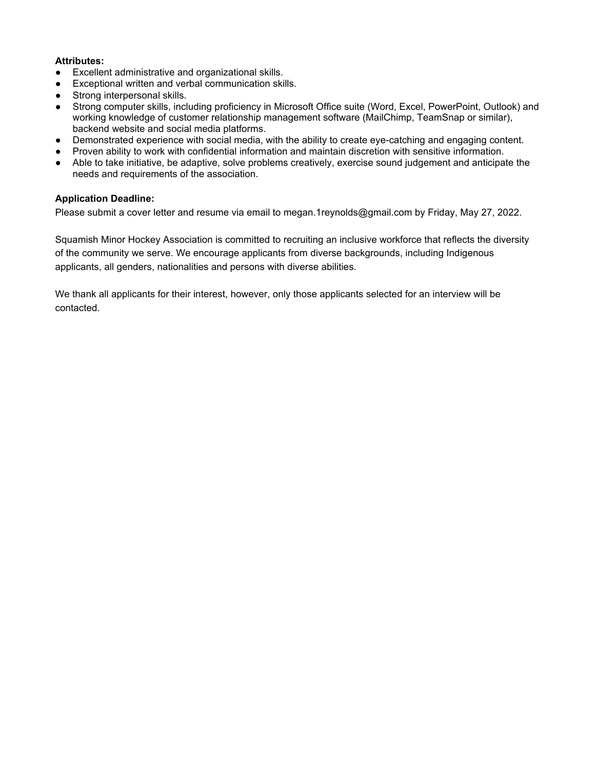**Attributes:**

- Excellent administrative and organizational skills.
- Exceptional written and verbal communication skills.
- Strong interpersonal skills.
- Strong computer skills, including proficiency in Microsoft Office suite (Word, Excel, PowerPoint, Outlook) and working knowledge of customer relationship management software (MailChimp, TeamSnap or similar), backend website and social media platforms.
- Demonstrated experience with social media, with the ability to create eye-catching and engaging content.
- Proven ability to work with confidential information and maintain discretion with sensitive information.
- Able to take initiative, be adaptive, solve problems creatively, exercise sound judgement and anticipate the needs and requirements of the association.

**Application Deadline:**

Please submit a cover letter and resume via email to megan.1reynolds@gmail.com by Friday, May 27, 2022.

Squamish Minor Hockey Association is committed to recruiting an inclusive workforce that reflects the diversity of the community we serve. We encourage applicants from diverse backgrounds, including Indigenous applicants, all genders, nationalities and persons with diverse abilities.

We thank all applicants for their interest, however, only those applicants selected for an interview will be contacted.